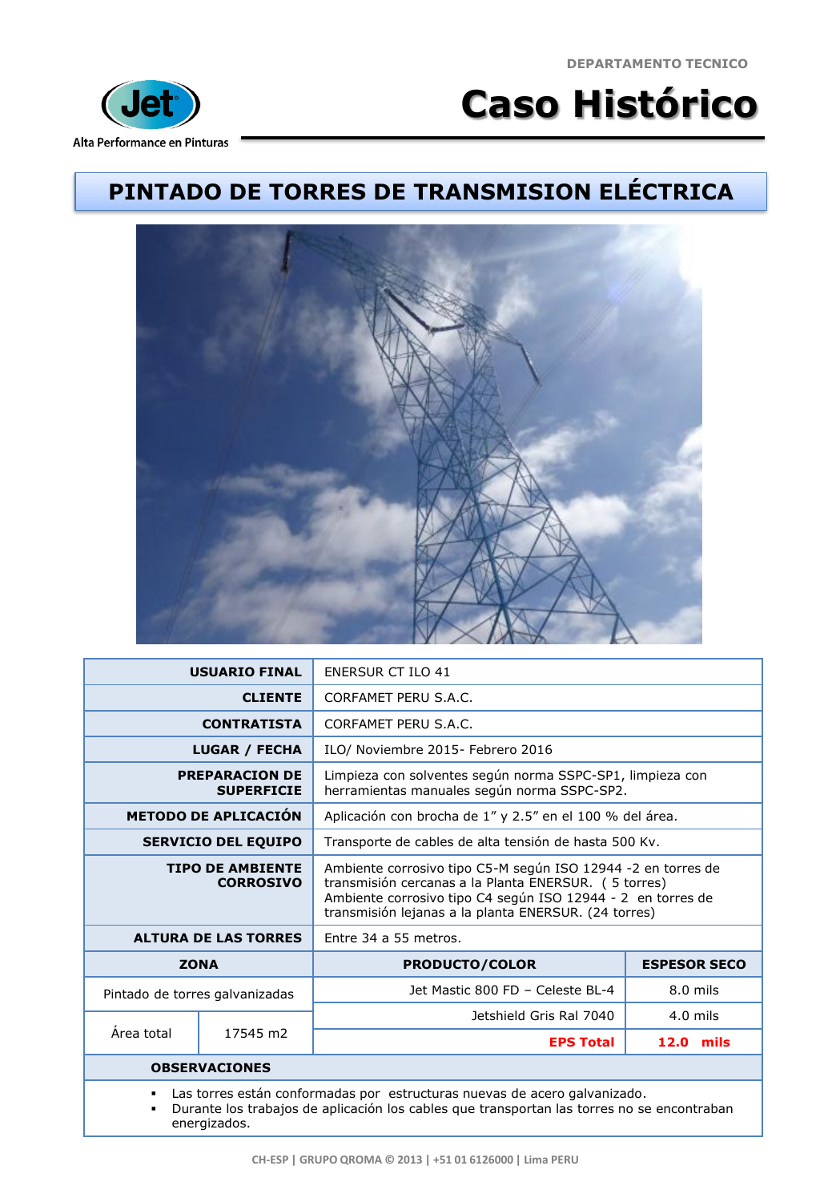DEPARTAMENTO TECNICO

Jet

Alta Performance en Pinturas

# Caso Histórico

## PINTADO DE TORRES DE TRANSMISION ELÉCTRICA

| | | | |
|---|---|---|---|
| **USUARIO FINAL** | ENERSUR CT ILO 41 | | |
| **CLIENTE** | CORFAMET PERU S.A.C. | | |
| **CONTRATISTA** | CORFAMET PERU S.A.C. | | |
| **LUGAR / FECHA** | ILO/ Noviembre 2015- Febrero 2016 | | |
| **PREPARACION DE SUPERFICIE** | Limpieza con solventes según norma SSPC-SP1, limpieza con herramientas manuales según norma SSPC-SP2. | | |
| **METODO DE APLICACIÓN** | Aplicación con brocha de 1" y 2.5" en el 100 % del área. | | |
| **SERVICIO DEL EQUIPO** | Transporte de cables de alta tensión de hasta 500 Kv. | | |
| **TIPO DE AMBIENTE CORROSIVO** | Ambiente corrosivo tipo C5-M según ISO 12944 -2 en torres de transmisión cercanas a la Planta ENERSUR. ( 5 torres) Ambiente corrosivo tipo C4 según ISO 12944 - 2 en torres de transmisión lejanas a la planta ENERSUR. (24 torres) | | |
| **ALTURA DE LAS TORRES** | Entre 34 a 55 metros. | | |
| **ZONA** | | **PRODUCTO/COLOR** | **ESPESOR SECO** |
| Pintado de torres galvanizadas | | Jet Mastic 800 FD – Celeste BL-4 | 8.0 mils |
| Área total | 17545 m2 | Jetshield Gris Ral 7040 | 4.0 mils |
| | | **EPS Total** | **12.0 mils** |

**OBSERVACIONES**

- Las torres están conformadas por estructuras nuevas de acero galvanizado.
- Durante los trabajos de aplicación los cables que transportan las torres no se encontraban energizados.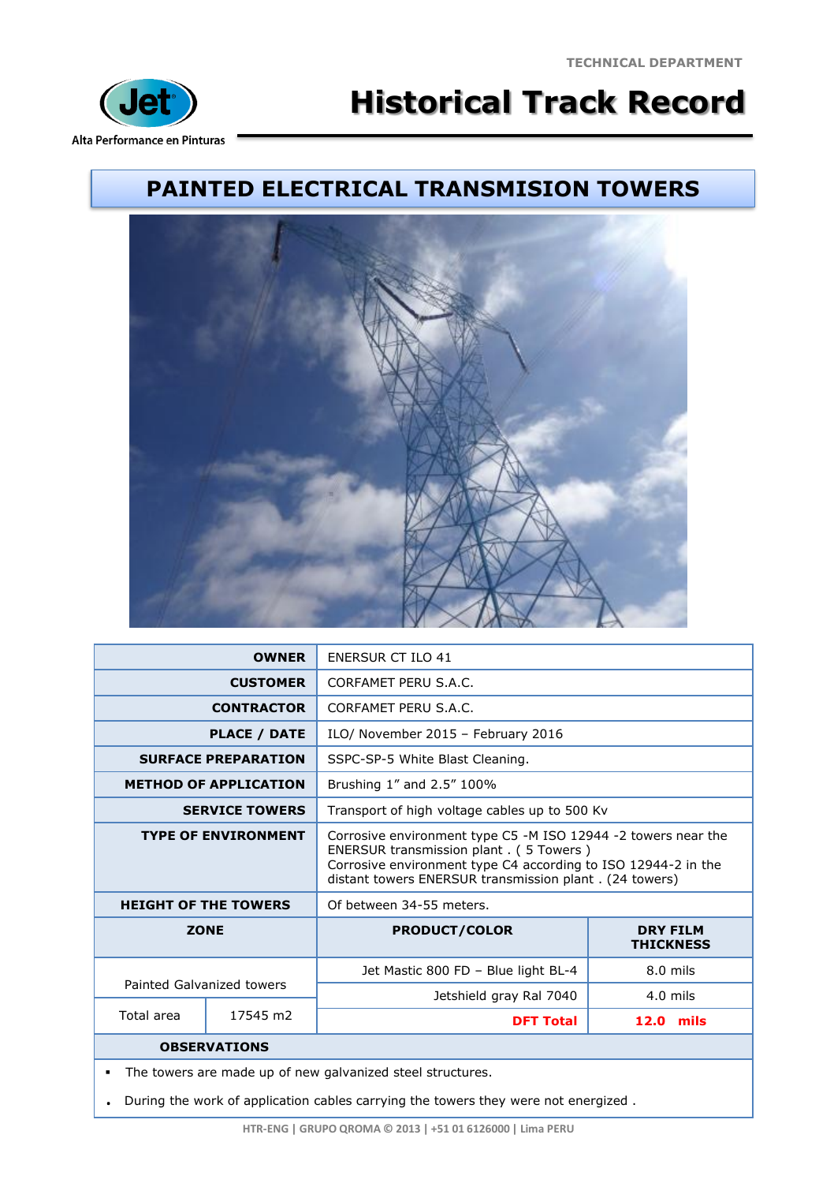TECHNICAL DEPARTMENT

Jet

Alta Performance en Pinturas

# Historical Track Record

## PAINTED ELECTRICAL TRANSMISION TOWERS

| | | |
|---|---|---|
| **OWNER** | ENERSUR CT ILO 41 | |
| **CUSTOMER** | CORFAMET PERU S.A.C. | |
| **CONTRACTOR** | CORFAMET PERU S.A.C. | |
| **PLACE / DATE** | ILO/ November 2015 – February 2016 | |
| **SURFACE PREPARATION** | SSPC-SP-5 White Blast Cleaning. | |
| **METHOD OF APPLICATION** | Brushing 1" and 2.5" 100% | |
| **SERVICE TOWERS** | Transport of high voltage cables up to 500 Kv | |
| **TYPE OF ENVIRONMENT** | Corrosive environment type C5 -M ISO 12944 -2 towers near the ENERSUR transmission plant . ( 5 Towers ) Corrosive environment type C4 according to ISO 12944-2 in the distant towers ENERSUR transmission plant . (24 towers) | |
| **HEIGHT OF THE TOWERS** | Of between 34-55 meters. | |
| **ZONE** | **PRODUCT/COLOR** | **DRY FILM THICKNESS** |
| Painted Galvanized towers | Jet Mastic 800 FD – Blue light BL-4 | 8.0 mils |
| | Jetshield gray Ral 7040 | 4.0 mils |
| Total area 17545 m2 | **DFT Total** | **12.0 mils** |

**OBSERVATIONS**

- The towers are made up of new galvanized steel structures.
- During the work of application cables carrying the towers they were not energized .

HTR-ENG | GRUPO QROMA © 2013 | +51 01 6126000 | Lima PERU